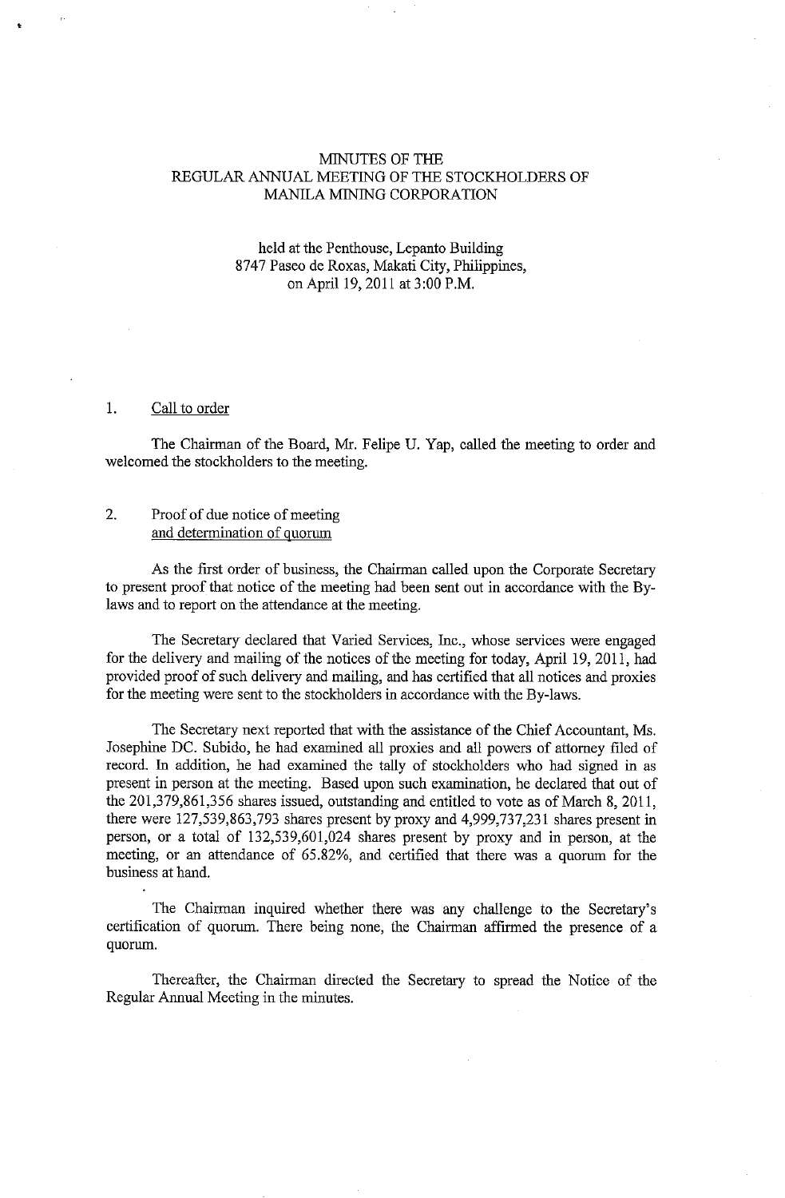# MINUTES OF THE
# REGULAR ANNUAL MEETING OF THE STOCKHOLDERS OF
# MANILA MINING CORPORATION

held at the Penthouse, Lepanto Building
8747 Paseo de Roxas, Makati City, Philippines,
on April 19, 2011 at 3:00 P.M.

1. Call to order

The Chairman of the Board, Mr. Felipe U. Yap, called the meeting to order and welcomed the stockholders to the meeting.

2. Proof of due notice of meeting and determination of quorum

As the first order of business, the Chairman called upon the Corporate Secretary to present proof that notice of the meeting had been sent out in accordance with the By-laws and to report on the attendance at the meeting.

The Secretary declared that Varied Services, Inc., whose services were engaged for the delivery and mailing of the notices of the meeting for today, April 19, 2011, had provided proof of such delivery and mailing, and has certified that all notices and proxies for the meeting were sent to the stockholders in accordance with the By-laws.

The Secretary next reported that with the assistance of the Chief Accountant, Ms. Josephine DC. Subido, he had examined all proxies and all powers of attorney filed of record. In addition, he had examined the tally of stockholders who had signed in as present in person at the meeting. Based upon such examination, he declared that out of the 201,379,861,356 shares issued, outstanding and entitled to vote as of March 8, 2011, there were 127,539,863,793 shares present by proxy and 4,999,737,231 shares present in person, or a total of 132,539,601,024 shares present by proxy and in person, at the meeting, or an attendance of 65.82%, and certified that there was a quorum for the business at hand.

The Chairman inquired whether there was any challenge to the Secretary's certification of quorum. There being none, the Chairman affirmed the presence of a quorum.

Thereafter, the Chairman directed the Secretary to spread the Notice of the Regular Annual Meeting in the minutes.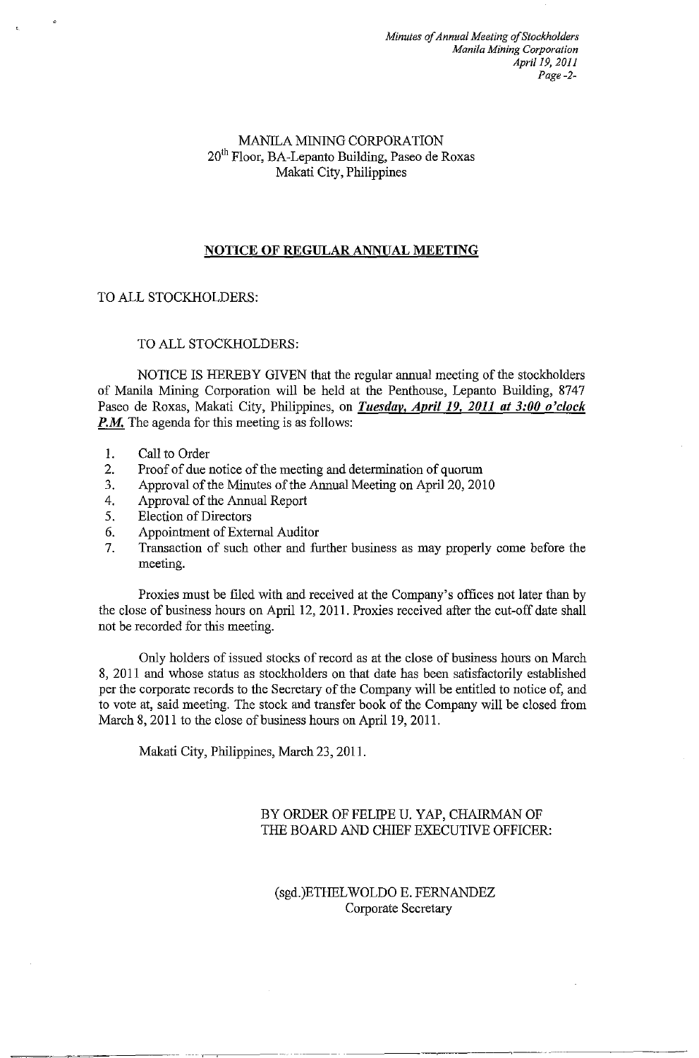MANILA MINING CORPORATION
20th Floor, BA-Lepanto Building, Paseo de Roxas
Makati City, Philippines

## NOTICE OF REGULAR ANNUAL MEETING

TO ALL STOCKHOLDERS:

TO ALL STOCKHOLDERS:

NOTICE IS HEREBY GIVEN that the regular annual meeting of the stockholders of Manila Mining Corporation will be held at the Penthouse, Lepanto Building, 8747 Paseo de Roxas, Makati City, Philippines, on ***Tuesday, April 19, 2011 at 3:00 o'clock P.M.*** The agenda for this meeting is as follows:

1. Call to Order
2. Proof of due notice of the meeting and determination of quorum
3. Approval of the Minutes of the Annual Meeting on April 20, 2010
4. Approval of the Annual Report
5. Election of Directors
6. Appointment of External Auditor
7. Transaction of such other and further business as may properly come before the meeting.

Proxies must be filed with and received at the Company's offices not later than by the close of business hours on April 12, 2011. Proxies received after the cut-off date shall not be recorded for this meeting.

Only holders of issued stocks of record as at the close of business hours on March 8, 2011 and whose status as stockholders on that date has been satisfactorily established per the corporate records to the Secretary of the Company will be entitled to notice of, and to vote at, said meeting. The stock and transfer book of the Company will be closed from March 8, 2011 to the close of business hours on April 19, 2011.

Makati City, Philippines, March 23, 2011.

BY ORDER OF FELIPE U. YAP, CHAIRMAN OF THE BOARD AND CHIEF EXECUTIVE OFFICER:

(sgd.)ETHELWOLDO E. FERNANDEZ
Corporate Secretary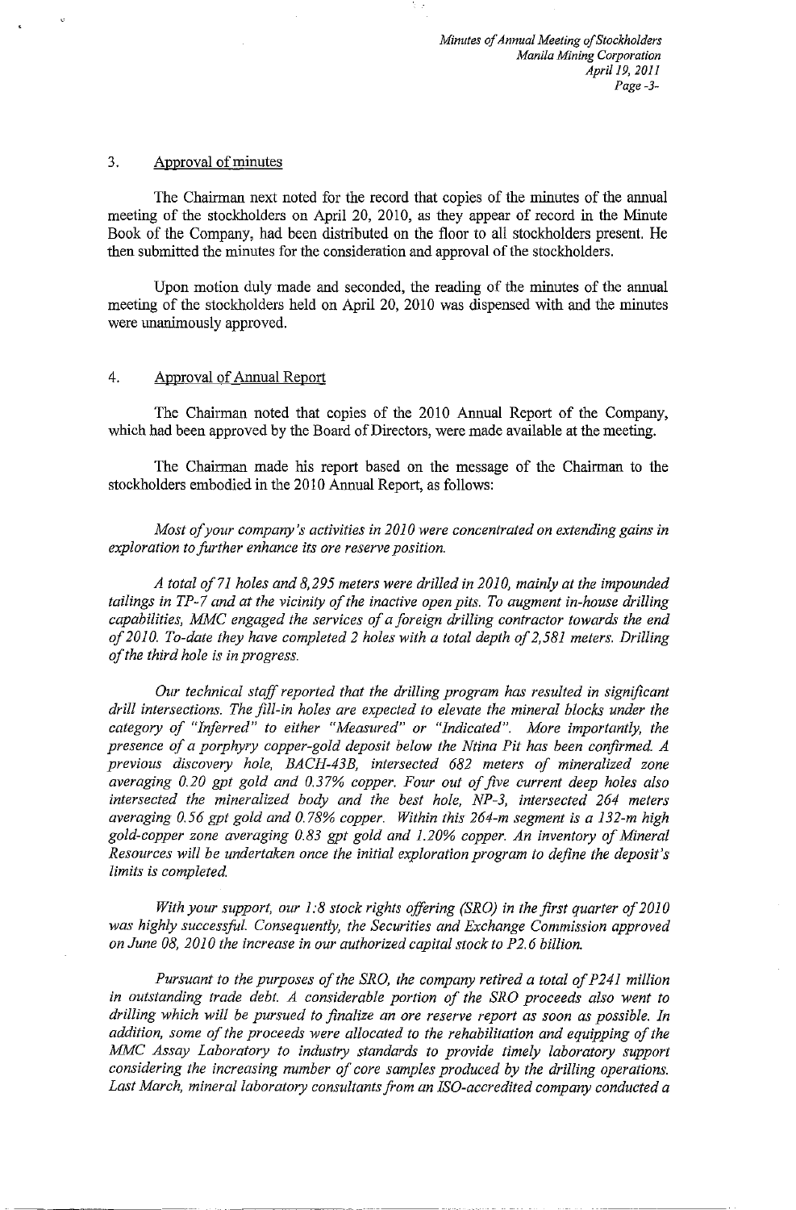3. Approval of minutes

The Chairman next noted for the record that copies of the minutes of the annual meeting of the stockholders on April 20, 2010, as they appear of record in the Minute Book of the Company, had been distributed on the floor to all stockholders present. He then submitted the minutes for the consideration and approval of the stockholders.

Upon motion duly made and seconded, the reading of the minutes of the annual meeting of the stockholders held on April 20, 2010 was dispensed with and the minutes were unanimously approved.

4. Approval of Annual Report

The Chairman noted that copies of the 2010 Annual Report of the Company, which had been approved by the Board of Directors, were made available at the meeting.

The Chairman made his report based on the message of the Chairman to the stockholders embodied in the 2010 Annual Report, as follows:

*Most of your company's activities in 2010 were concentrated on extending gains in exploration to further enhance its ore reserve position.*

*A total of 71 holes and 8,295 meters were drilled in 2010, mainly at the impounded tailings in TP-7 and at the vicinity of the inactive open pits. To augment in-house drilling capabilities, MMC engaged the services of a foreign drilling contractor towards the end of 2010. To-date they have completed 2 holes with a total depth of 2,581 meters. Drilling of the third hole is in progress.*

*Our technical staff reported that the drilling program has resulted in significant drill intersections. The fill-in holes are expected to elevate the mineral blocks under the category of "Inferred" to either "Measured" or "Indicated". More importantly, the presence of a porphyry copper-gold deposit below the Ntina Pit has been confirmed. A previous discovery hole, BACH-43B, intersected 682 meters of mineralized zone averaging 0.20 gpt gold and 0.37% copper. Four out of five current deep holes also intersected the mineralized body and the best hole, NP-3, intersected 264 meters averaging 0.56 gpt gold and 0.78% copper. Within this 264-m segment is a 132-m high gold-copper zone averaging 0.83 gpt gold and 1.20% copper. An inventory of Mineral Resources will be undertaken once the initial exploration program to define the deposit's limits is completed.*

*With your support, our 1:8 stock rights offering (SRO) in the first quarter of 2010 was highly successful. Consequently, the Securities and Exchange Commission approved on June 08, 2010 the increase in our authorized capital stock to P2.6 billion.*

*Pursuant to the purposes of the SRO, the company retired a total of P241 million in outstanding trade debt. A considerable portion of the SRO proceeds also went to drilling which will be pursued to finalize an ore reserve report as soon as possible. In addition, some of the proceeds were allocated to the rehabilitation and equipping of the MMC Assay Laboratory to industry standards to provide timely laboratory support considering the increasing number of core samples produced by the drilling operations. Last March, mineral laboratory consultants from an ISO-accredited company conducted a*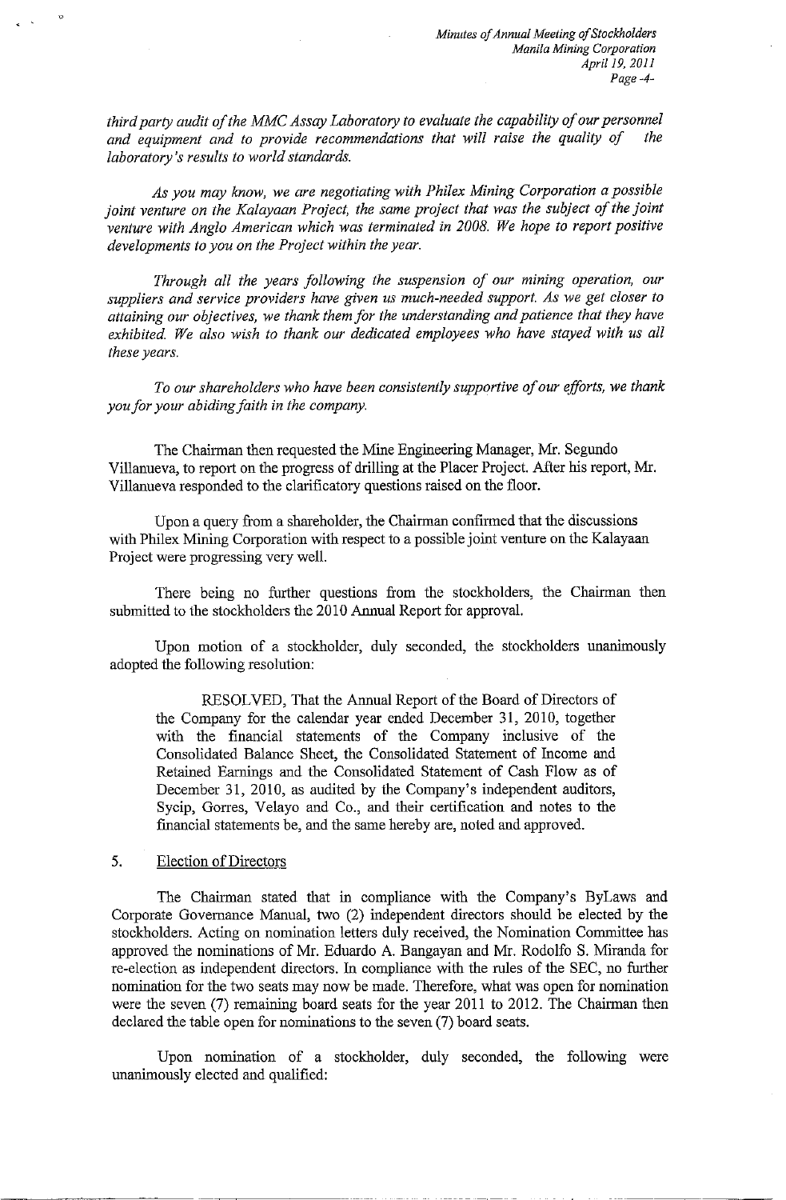*third party audit of the MMC Assay Laboratory to evaluate the capability of our personnel and equipment and to provide recommendations that will raise the quality of the laboratory's results to world standards.*

*As you may know, we are negotiating with Philex Mining Corporation a possible joint venture on the Kalayaan Project, the same project that was the subject of the joint venture with Anglo American which was terminated in 2008. We hope to report positive developments to you on the Project within the year.*

*Through all the years following the suspension of our mining operation, our suppliers and service providers have given us much-needed support. As we get closer to attaining our objectives, we thank them for the understanding and patience that they have exhibited. We also wish to thank our dedicated employees who have stayed with us all these years.*

*To our shareholders who have been consistently supportive of our efforts, we thank you for your abiding faith in the company.*

The Chairman then requested the Mine Engineering Manager, Mr. Segundo Villanueva, to report on the progress of drilling at the Placer Project. After his report, Mr. Villanueva responded to the clarificatory questions raised on the floor.

Upon a query from a shareholder, the Chairman confirmed that the discussions with Philex Mining Corporation with respect to a possible joint venture on the Kalayaan Project were progressing very well.

There being no further questions from the stockholders, the Chairman then submitted to the stockholders the 2010 Annual Report for approval.

Upon motion of a stockholder, duly seconded, the stockholders unanimously adopted the following resolution:

> RESOLVED, That the Annual Report of the Board of Directors of the Company for the calendar year ended December 31, 2010, together with the financial statements of the Company inclusive of the Consolidated Balance Sheet, the Consolidated Statement of Income and Retained Earnings and the Consolidated Statement of Cash Flow as of December 31, 2010, as audited by the Company's independent auditors, Sycip, Gorres, Velayo and Co., and their certification and notes to the financial statements be, and the same hereby are, noted and approved.

5. <u>Election of Directors</u>

The Chairman stated that in compliance with the Company's ByLaws and Corporate Governance Manual, two (2) independent directors should be elected by the stockholders. Acting on nomination letters duly received, the Nomination Committee has approved the nominations of Mr. Eduardo A. Bangayan and Mr. Rodolfo S. Miranda for re-election as independent directors. In compliance with the rules of the SEC, no further nomination for the two seats may now be made. Therefore, what was open for nomination were the seven (7) remaining board seats for the year 2011 to 2012. The Chairman then declared the table open for nominations to the seven (7) board seats.

Upon nomination of a stockholder, duly seconded, the following were unanimously elected and qualified: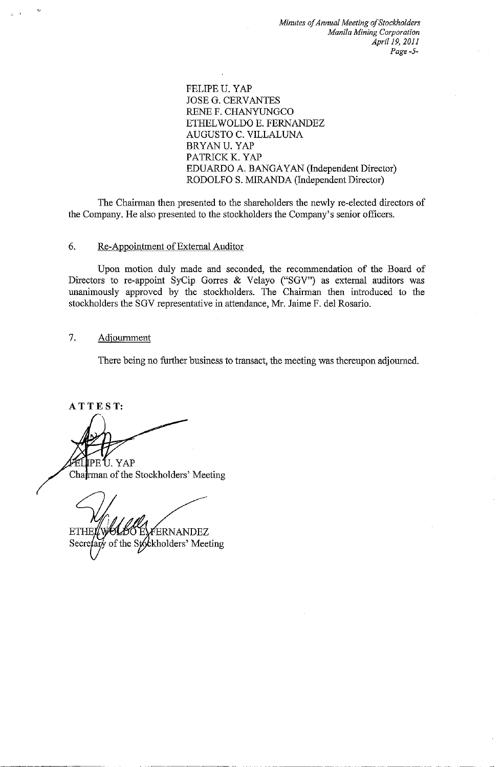FELIPE U. YAP
JOSE G. CERVANTES
RENE F. CHANYUNGCO
ETHELWOLDO E. FERNANDEZ
AUGUSTO C. VILLALUNA
BRYAN U. YAP
PATRICK K. YAP
EDUARDO A. BANGAYAN (Independent Director)
RODOLFO S. MIRANDA (Independent Director)

The Chairman then presented to the shareholders the newly re-elected directors of the Company. He also presented to the stockholders the Company's senior officers.

6. Re-Appointment of External Auditor

Upon motion duly made and seconded, the recommendation of the Board of Directors to re-appoint SyCip Gorres & Velayo ("SGV") as external auditors was unanimously approved by the stockholders. The Chairman then introduced to the stockholders the SGV representative in attendance, Mr. Jaime F. del Rosario.

7. Adjournment

There being no further business to transact, the meeting was thereupon adjourned.

**ATTEST:**

FELIPE U. YAP
Chairman of the Stockholders' Meeting

ETHELWOLDO E. FERNANDEZ
Secretary of the Stockholders' Meeting